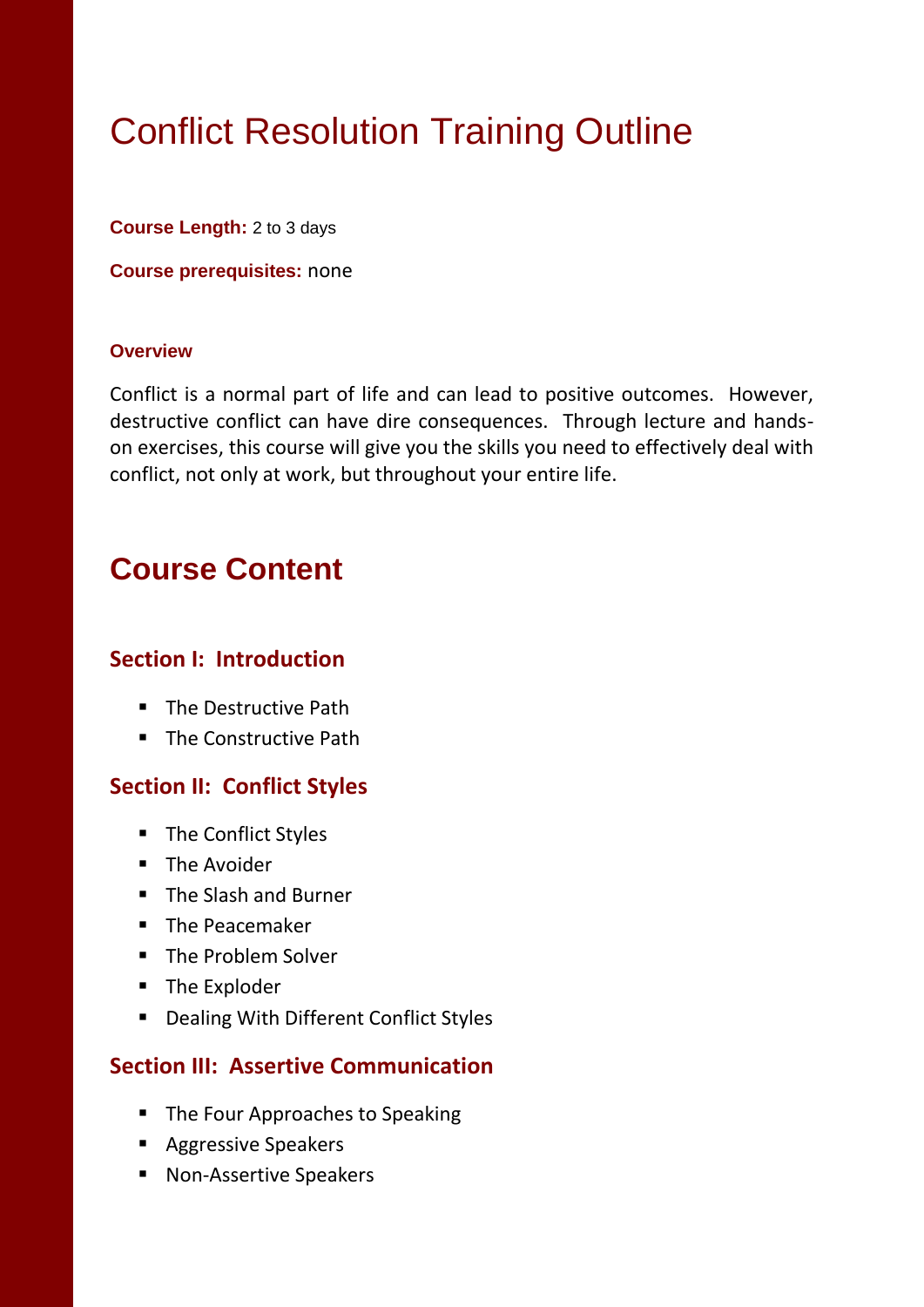# Conflict Resolution Training Outline

**Course Length:** 2 to 3 days

**Course prerequisites:** none

**Overview**

Conflict is a normal part of life and can lead to positive outcomes. However, destructive conflict can have dire consequences. Through lecture and hands-on exercises, this course will give you the skills you need to effectively deal with conflict, not only at work, but throughout your entire life.

## Course Content

### Section I: Introduction

- The Destructive Path
- The Constructive Path

### Section II: Conflict Styles

- The Conflict Styles
- The Avoider
- The Slash and Burner
- The Peacemaker
- The Problem Solver
- The Exploder
- Dealing With Different Conflict Styles

### Section III: Assertive Communication

- The Four Approaches to Speaking
- Aggressive Speakers
- Non-Assertive Speakers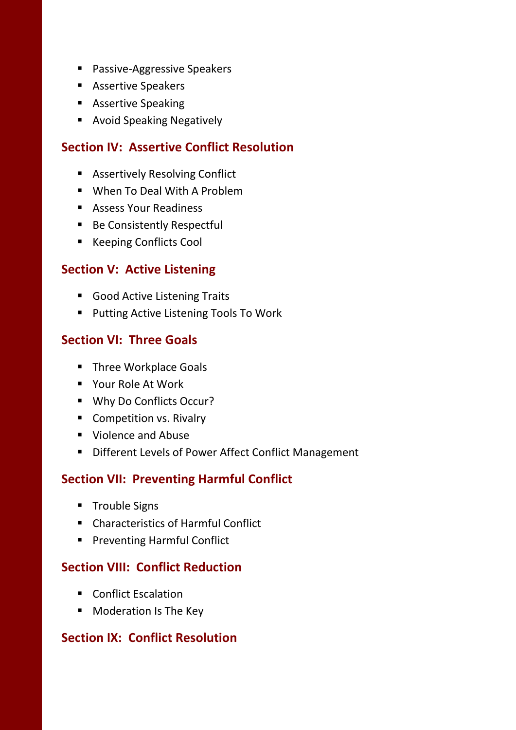- Passive-Aggressive Speakers
- Assertive Speakers
- Assertive Speaking
- Avoid Speaking Negatively

## Section IV: Assertive Conflict Resolution

- Assertively Resolving Conflict
- When To Deal With A Problem
- Assess Your Readiness
- Be Consistently Respectful
- Keeping Conflicts Cool

## Section V: Active Listening

- Good Active Listening Traits
- Putting Active Listening Tools To Work

## Section VI: Three Goals

- Three Workplace Goals
- Your Role At Work
- Why Do Conflicts Occur?
- Competition vs. Rivalry
- Violence and Abuse
- Different Levels of Power Affect Conflict Management

## Section VII: Preventing Harmful Conflict

- Trouble Signs
- Characteristics of Harmful Conflict
- Preventing Harmful Conflict

## Section VIII: Conflict Reduction

- Conflict Escalation
- Moderation Is The Key

## Section IX: Conflict Resolution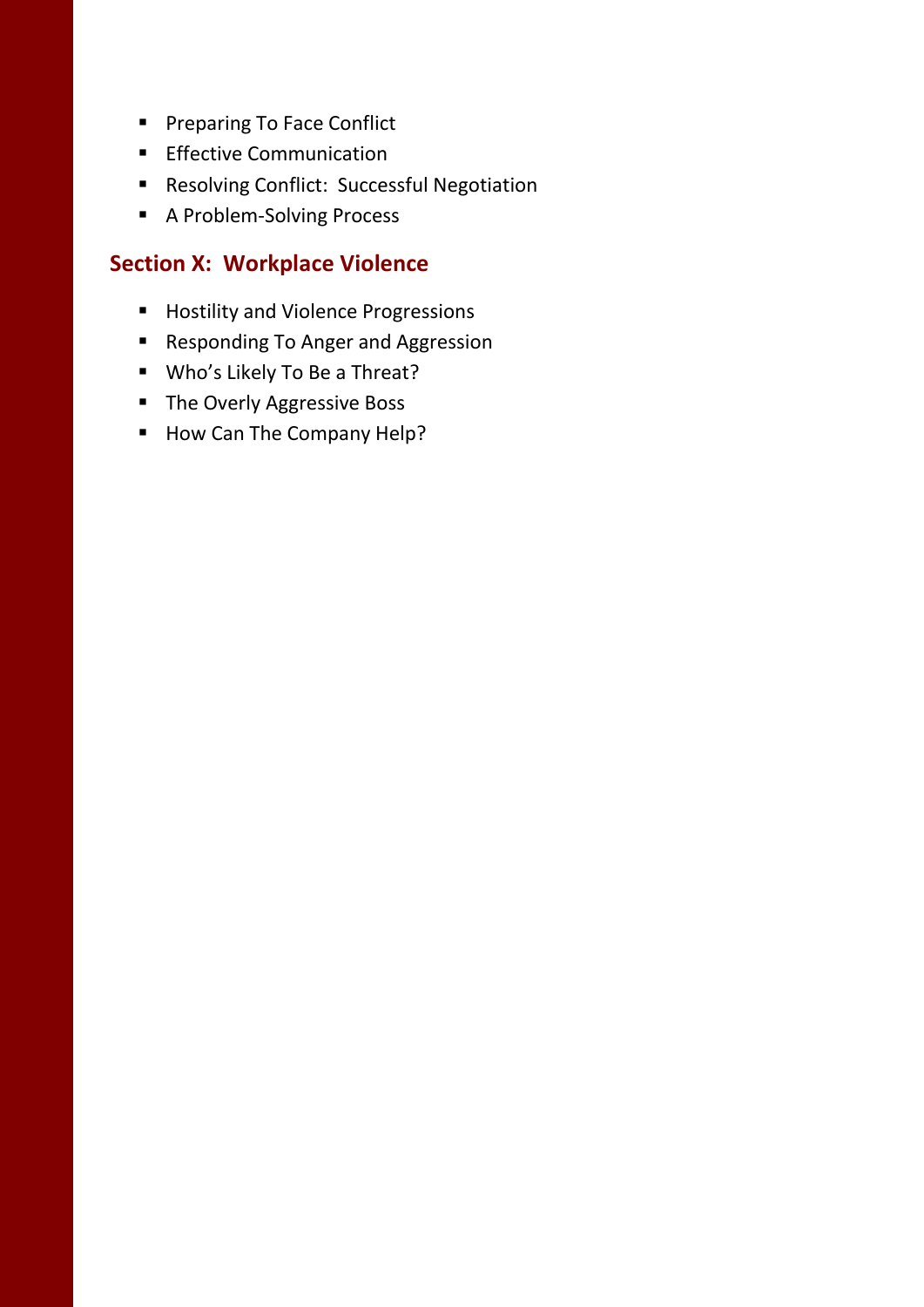- Preparing To Face Conflict
- Effective Communication
- Resolving Conflict:  Successful Negotiation
- A Problem-Solving Process

## Section X:  Workplace Violence

- Hostility and Violence Progressions
- Responding To Anger and Aggression
- Who's Likely To Be a Threat?
- The Overly Aggressive Boss
- How Can The Company Help?